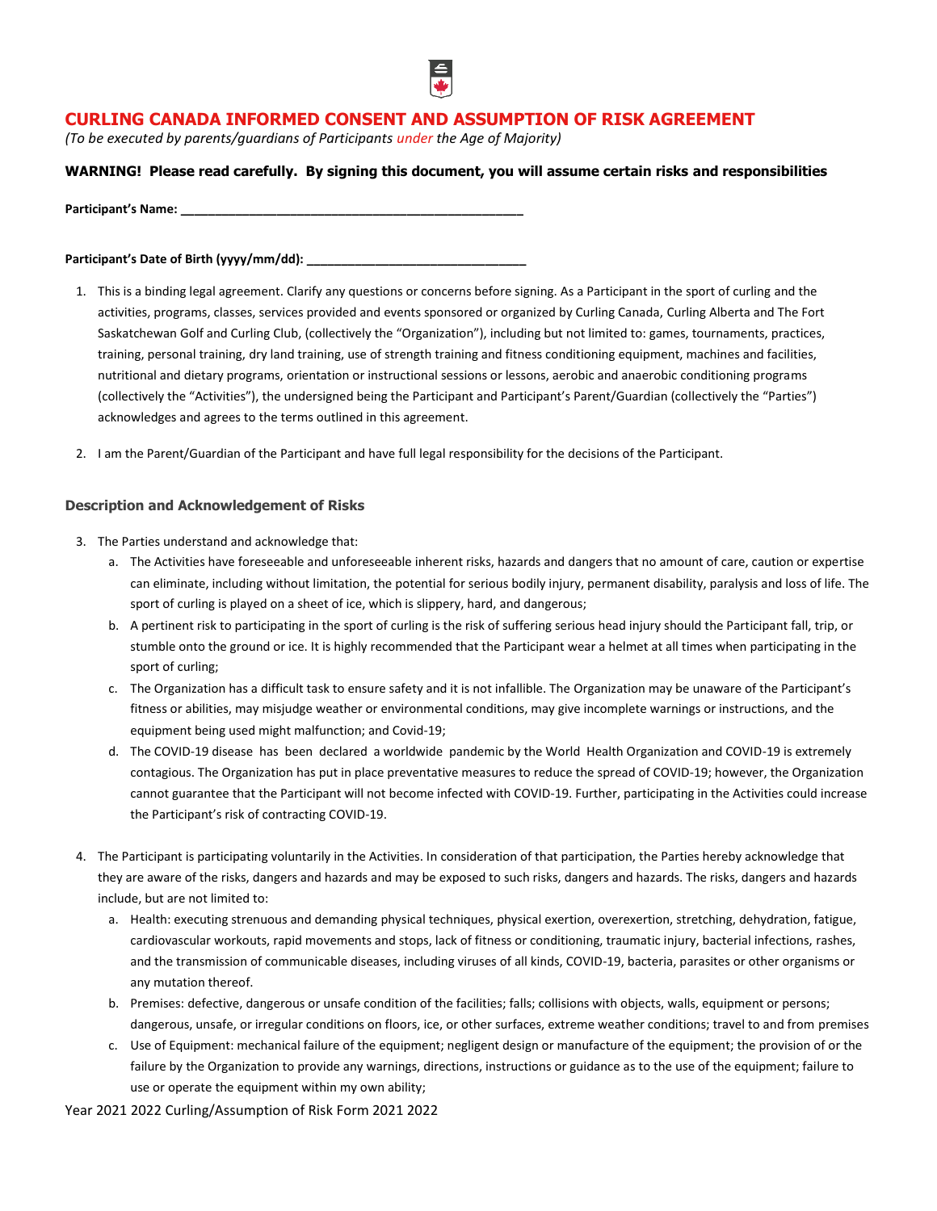# CURLING CANADA INFORMED CONSENT AND ASSUMPTION OF RISK AGREEMENT

*(To be executed by parents/guardians of Participants under the Age of Majority)*

**WARNING! Please read carefully. By signing this document, you will assume certain risks and responsibilities**

**Participant's Name: \_\_\_\_\_\_\_\_\_\_\_\_\_\_\_\_\_\_\_\_\_\_\_\_\_\_\_\_\_\_\_\_\_\_\_\_\_\_\_\_\_\_\_\_\_\_\_\_**

**Participant's Date of Birth (yyyy/mm/dd): \_\_\_\_\_\_\_\_\_\_\_\_\_\_\_\_\_\_\_\_\_\_\_\_\_\_\_\_\_\_\_\_**

1. This is a binding legal agreement. Clarify any questions or concerns before signing. As a Participant in the sport of curling and the activities, programs, classes, services provided and events sponsored or organized by Curling Canada, Curling Alberta and The Fort Saskatchewan Golf and Curling Club, (collectively the "Organization"), including but not limited to: games, tournaments, practices, training, personal training, dry land training, use of strength training and fitness conditioning equipment, machines and facilities, nutritional and dietary programs, orientation or instructional sessions or lessons, aerobic and anaerobic conditioning programs (collectively the "Activities"), the undersigned being the Participant and Participant's Parent/Guardian (collectively the "Parties") acknowledges and agrees to the terms outlined in this agreement.

2. I am the Parent/Guardian of the Participant and have full legal responsibility for the decisions of the Participant.

### Description and Acknowledgement of Risks

3. The Parties understand and acknowledge that:
   a. The Activities have foreseeable and unforeseeable inherent risks, hazards and dangers that no amount of care, caution or expertise can eliminate, including without limitation, the potential for serious bodily injury, permanent disability, paralysis and loss of life. The sport of curling is played on a sheet of ice, which is slippery, hard, and dangerous;
   b. A pertinent risk to participating in the sport of curling is the risk of suffering serious head injury should the Participant fall, trip, or stumble onto the ground or ice. It is highly recommended that the Participant wear a helmet at all times when participating in the sport of curling;
   c. The Organization has a difficult task to ensure safety and it is not infallible. The Organization may be unaware of the Participant's fitness or abilities, may misjudge weather or environmental conditions, may give incomplete warnings or instructions, and the equipment being used might malfunction; and Covid-19;
   d. The COVID-19 disease has been declared a worldwide pandemic by the World Health Organization and COVID-19 is extremely contagious. The Organization has put in place preventative measures to reduce the spread of COVID-19; however, the Organization cannot guarantee that the Participant will not become infected with COVID-19. Further, participating in the Activities could increase the Participant's risk of contracting COVID-19.

4. The Participant is participating voluntarily in the Activities. In consideration of that participation, the Parties hereby acknowledge that they are aware of the risks, dangers and hazards and may be exposed to such risks, dangers and hazards. The risks, dangers and hazards include, but are not limited to:
   a. Health: executing strenuous and demanding physical techniques, physical exertion, overexertion, stretching, dehydration, fatigue, cardiovascular workouts, rapid movements and stops, lack of fitness or conditioning, traumatic injury, bacterial infections, rashes, and the transmission of communicable diseases, including viruses of all kinds, COVID-19, bacteria, parasites or other organisms or any mutation thereof.
   b. Premises: defective, dangerous or unsafe condition of the facilities; falls; collisions with objects, walls, equipment or persons; dangerous, unsafe, or irregular conditions on floors, ice, or other surfaces, extreme weather conditions; travel to and from premises
   c. Use of Equipment: mechanical failure of the equipment; negligent design or manufacture of the equipment; the provision of or the failure by the Organization to provide any warnings, directions, instructions or guidance as to the use of the equipment; failure to use or operate the equipment within my own ability;

Year 2021 2022 Curling/Assumption of Risk Form 2021 2022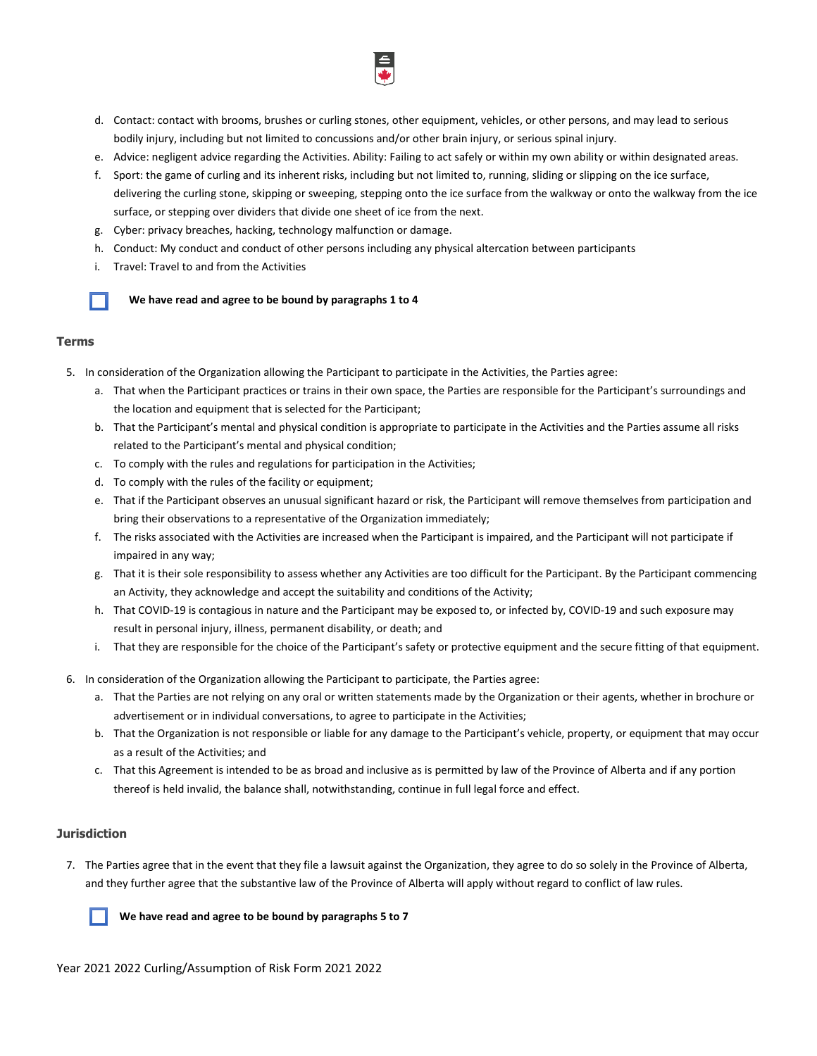d. Contact: contact with brooms, brushes or curling stones, other equipment, vehicles, or other persons, and may lead to serious bodily injury, including but not limited to concussions and/or other brain injury, or serious spinal injury.
e. Advice: negligent advice regarding the Activities. Ability: Failing to act safely or within my own ability or within designated areas.
f. Sport: the game of curling and its inherent risks, including but not limited to, running, sliding or slipping on the ice surface, delivering the curling stone, skipping or sweeping, stepping onto the ice surface from the walkway or onto the walkway from the ice surface, or stepping over dividers that divide one sheet of ice from the next.
g. Cyber: privacy breaches, hacking, technology malfunction or damage.
h. Conduct: My conduct and conduct of other persons including any physical altercation between participants
i. Travel: Travel to and from the Activities

☐ **We have read and agree to be bound by paragraphs 1 to 4**

## Terms

5. In consideration of the Organization allowing the Participant to participate in the Activities, the Parties agree:
   a. That when the Participant practices or trains in their own space, the Parties are responsible for the Participant's surroundings and the location and equipment that is selected for the Participant;
   b. That the Participant's mental and physical condition is appropriate to participate in the Activities and the Parties assume all risks related to the Participant's mental and physical condition;
   c. To comply with the rules and regulations for participation in the Activities;
   d. To comply with the rules of the facility or equipment;
   e. That if the Participant observes an unusual significant hazard or risk, the Participant will remove themselves from participation and bring their observations to a representative of the Organization immediately;
   f. The risks associated with the Activities are increased when the Participant is impaired, and the Participant will not participate if impaired in any way;
   g. That it is their sole responsibility to assess whether any Activities are too difficult for the Participant. By the Participant commencing an Activity, they acknowledge and accept the suitability and conditions of the Activity;
   h. That COVID-19 is contagious in nature and the Participant may be exposed to, or infected by, COVID-19 and such exposure may result in personal injury, illness, permanent disability, or death; and
   i. That they are responsible for the choice of the Participant's safety or protective equipment and the secure fitting of that equipment.

6. In consideration of the Organization allowing the Participant to participate, the Parties agree:
   a. That the Parties are not relying on any oral or written statements made by the Organization or their agents, whether in brochure or advertisement or in individual conversations, to agree to participate in the Activities;
   b. That the Organization is not responsible or liable for any damage to the Participant's vehicle, property, or equipment that may occur as a result of the Activities; and
   c. That this Agreement is intended to be as broad and inclusive as is permitted by law of the Province of Alberta and if any portion thereof is held invalid, the balance shall, notwithstanding, continue in full legal force and effect.

## Jurisdiction

7. The Parties agree that in the event that they file a lawsuit against the Organization, they agree to do so solely in the Province of Alberta, and they further agree that the substantive law of the Province of Alberta will apply without regard to conflict of law rules.

☐ **We have read and agree to be bound by paragraphs 5 to 7**

Year 2021 2022 Curling/Assumption of Risk Form 2021 2022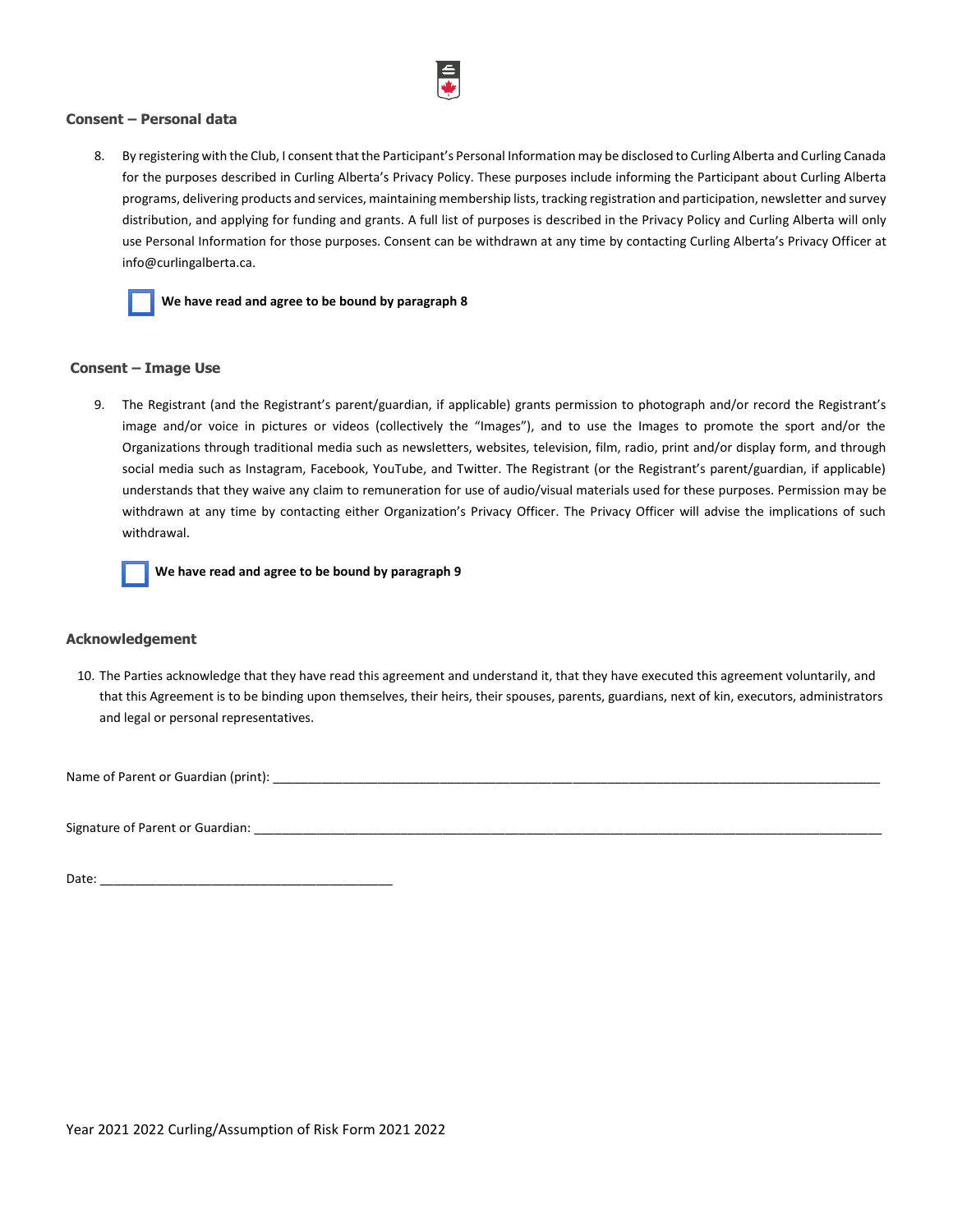## Consent – Personal data

8. By registering with the Club, I consent that the Participant's Personal Information may be disclosed to Curling Alberta and Curling Canada for the purposes described in Curling Alberta's Privacy Policy. These purposes include informing the Participant about Curling Alberta programs, delivering products and services, maintaining membership lists, tracking registration and participation, newsletter and survey distribution, and applying for funding and grants. A full list of purposes is described in the Privacy Policy and Curling Alberta will only use Personal Information for those purposes. Consent can be withdrawn at any time by contacting Curling Alberta's Privacy Officer at info@curlingalberta.ca.

☐ **We have read and agree to be bound by paragraph 8**

## Consent – Image Use

9. The Registrant (and the Registrant's parent/guardian, if applicable) grants permission to photograph and/or record the Registrant's image and/or voice in pictures or videos (collectively the "Images"), and to use the Images to promote the sport and/or the Organizations through traditional media such as newsletters, websites, television, film, radio, print and/or display form, and through social media such as Instagram, Facebook, YouTube, and Twitter. The Registrant (or the Registrant's parent/guardian, if applicable) understands that they waive any claim to remuneration for use of audio/visual materials used for these purposes. Permission may be withdrawn at any time by contacting either Organization's Privacy Officer. The Privacy Officer will advise the implications of such withdrawal.

☐ **We have read and agree to be bound by paragraph 9**

## Acknowledgement

10. The Parties acknowledge that they have read this agreement and understand it, that they have executed this agreement voluntarily, and that this Agreement is to be binding upon themselves, their heirs, their spouses, parents, guardians, next of kin, executors, administrators and legal or personal representatives.

Name of Parent or Guardian (print): ______________________________________________

Signature of Parent or Guardian: ______________________________________________

Date: ____________________________

Year 2021 2022 Curling/Assumption of Risk Form 2021 2022